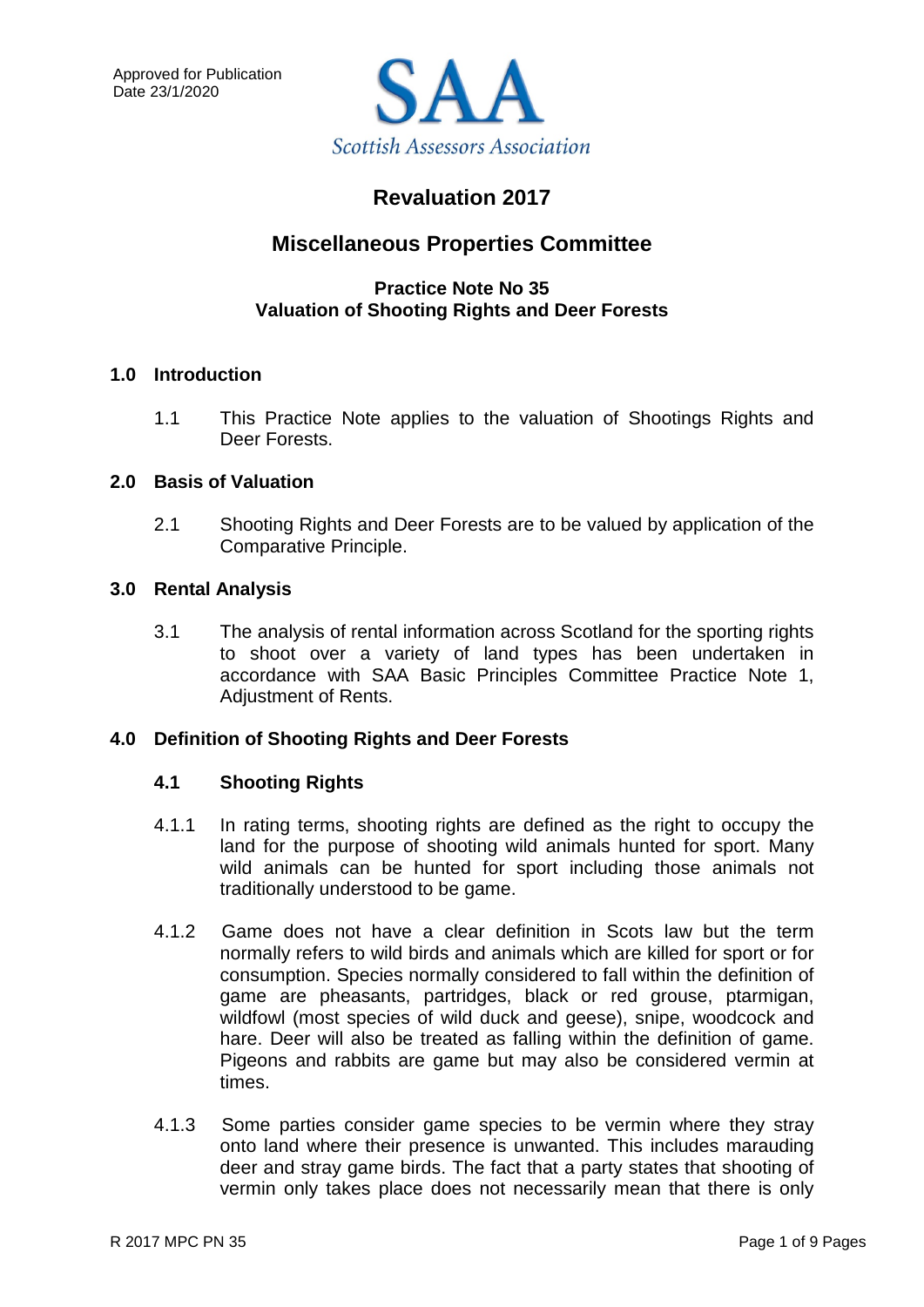Approved for Publication
Date 23/1/2020

SAA
Scottish Assessors Association

# Revaluation 2017

# Miscellaneous Properties Committee

### Practice Note No 35
### Valuation of Shooting Rights and Deer Forests

## 1.0 Introduction

1.1 This Practice Note applies to the valuation of Shootings Rights and Deer Forests.

## 2.0 Basis of Valuation

2.1 Shooting Rights and Deer Forests are to be valued by application of the Comparative Principle.

## 3.0 Rental Analysis

3.1 The analysis of rental information across Scotland for the sporting rights to shoot over a variety of land types has been undertaken in accordance with SAA Basic Principles Committee Practice Note 1, Adjustment of Rents.

## 4.0 Definition of Shooting Rights and Deer Forests

### 4.1 Shooting Rights

4.1.1 In rating terms, shooting rights are defined as the right to occupy the land for the purpose of shooting wild animals hunted for sport. Many wild animals can be hunted for sport including those animals not traditionally understood to be game.

4.1.2 Game does not have a clear definition in Scots law but the term normally refers to wild birds and animals which are killed for sport or for consumption. Species normally considered to fall within the definition of game are pheasants, partridges, black or red grouse, ptarmigan, wildfowl (most species of wild duck and geese), snipe, woodcock and hare. Deer will also be treated as falling within the definition of game. Pigeons and rabbits are game but may also be considered vermin at times.

4.1.3 Some parties consider game species to be vermin where they stray onto land where their presence is unwanted. This includes marauding deer and stray game birds. The fact that a party states that shooting of vermin only takes place does not necessarily mean that there is only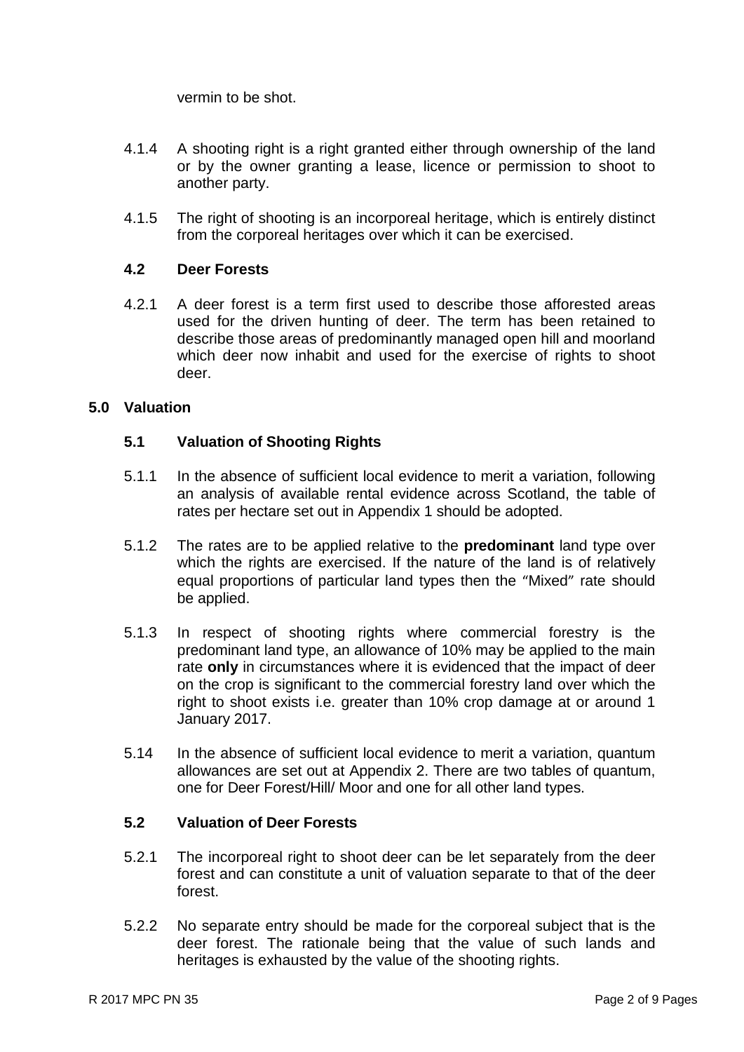vermin to be shot.

4.1.4 A shooting right is a right granted either through ownership of the land or by the owner granting a lease, licence or permission to shoot to another party.

4.1.5 The right of shooting is an incorporeal heritage, which is entirely distinct from the corporeal heritages over which it can be exercised.

### 4.2 Deer Forests

4.2.1 A deer forest is a term first used to describe those afforested areas used for the driven hunting of deer. The term has been retained to describe those areas of predominantly managed open hill and moorland which deer now inhabit and used for the exercise of rights to shoot deer.

## 5.0 Valuation

### 5.1 Valuation of Shooting Rights

5.1.1 In the absence of sufficient local evidence to merit a variation, following an analysis of available rental evidence across Scotland, the table of rates per hectare set out in Appendix 1 should be adopted.

5.1.2 The rates are to be applied relative to the **predominant** land type over which the rights are exercised. If the nature of the land is of relatively equal proportions of particular land types then the "Mixed" rate should be applied.

5.1.3 In respect of shooting rights where commercial forestry is the predominant land type, an allowance of 10% may be applied to the main rate **only** in circumstances where it is evidenced that the impact of deer on the crop is significant to the commercial forestry land over which the right to shoot exists i.e. greater than 10% crop damage at or around 1 January 2017.

5.14 In the absence of sufficient local evidence to merit a variation, quantum allowances are set out at Appendix 2. There are two tables of quantum, one for Deer Forest/Hill/ Moor and one for all other land types.

### 5.2 Valuation of Deer Forests

5.2.1 The incorporeal right to shoot deer can be let separately from the deer forest and can constitute a unit of valuation separate to that of the deer forest.

5.2.2 No separate entry should be made for the corporeal subject that is the deer forest. The rationale being that the value of such lands and heritages is exhausted by the value of the shooting rights.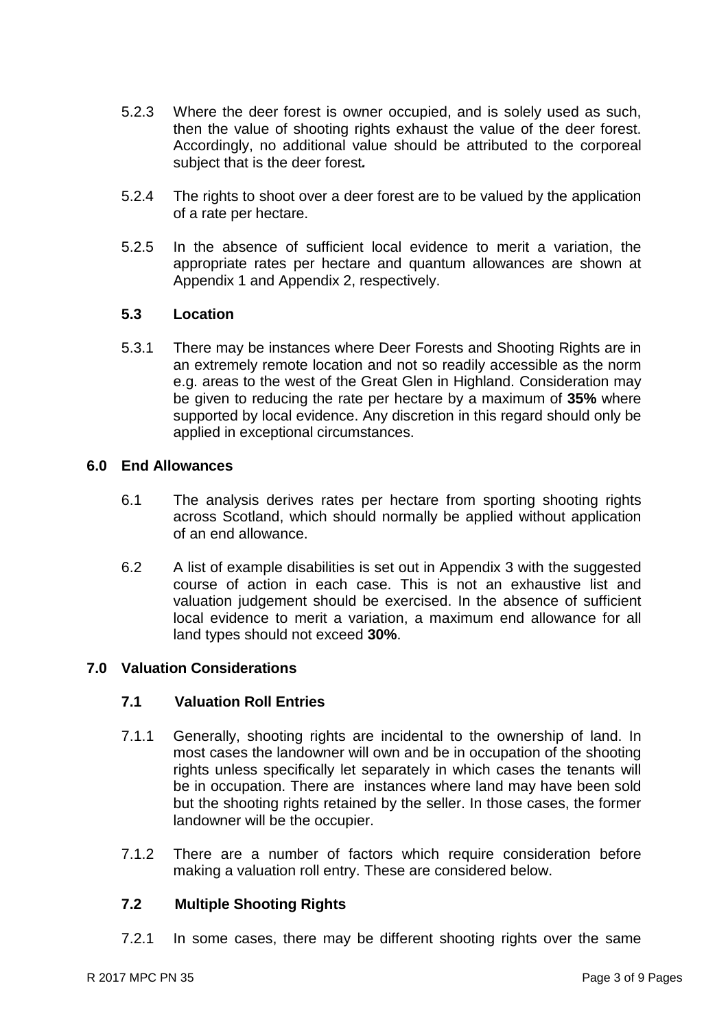5.2.3 Where the deer forest is owner occupied, and is solely used as such, then the value of shooting rights exhaust the value of the deer forest. Accordingly, no additional value should be attributed to the corporeal subject that is the deer forest**.**

5.2.4 The rights to shoot over a deer forest are to be valued by the application of a rate per hectare.

5.2.5 In the absence of sufficient local evidence to merit a variation, the appropriate rates per hectare and quantum allowances are shown at Appendix 1 and Appendix 2, respectively.

### 5.3 Location

5.3.1 There may be instances where Deer Forests and Shooting Rights are in an extremely remote location and not so readily accessible as the norm e.g. areas to the west of the Great Glen in Highland. Consideration may be given to reducing the rate per hectare by a maximum of **35%** where supported by local evidence. Any discretion in this regard should only be applied in exceptional circumstances.

## 6.0 End Allowances

6.1 The analysis derives rates per hectare from sporting shooting rights across Scotland, which should normally be applied without application of an end allowance.

6.2 A list of example disabilities is set out in Appendix 3 with the suggested course of action in each case. This is not an exhaustive list and valuation judgement should be exercised. In the absence of sufficient local evidence to merit a variation, a maximum end allowance for all land types should not exceed **30%**.

## 7.0 Valuation Considerations

### 7.1 Valuation Roll Entries

7.1.1 Generally, shooting rights are incidental to the ownership of land. In most cases the landowner will own and be in occupation of the shooting rights unless specifically let separately in which cases the tenants will be in occupation. There are instances where land may have been sold but the shooting rights retained by the seller. In those cases, the former landowner will be the occupier.

7.1.2 There are a number of factors which require consideration before making a valuation roll entry. These are considered below.

### 7.2 Multiple Shooting Rights

7.2.1 In some cases, there may be different shooting rights over the same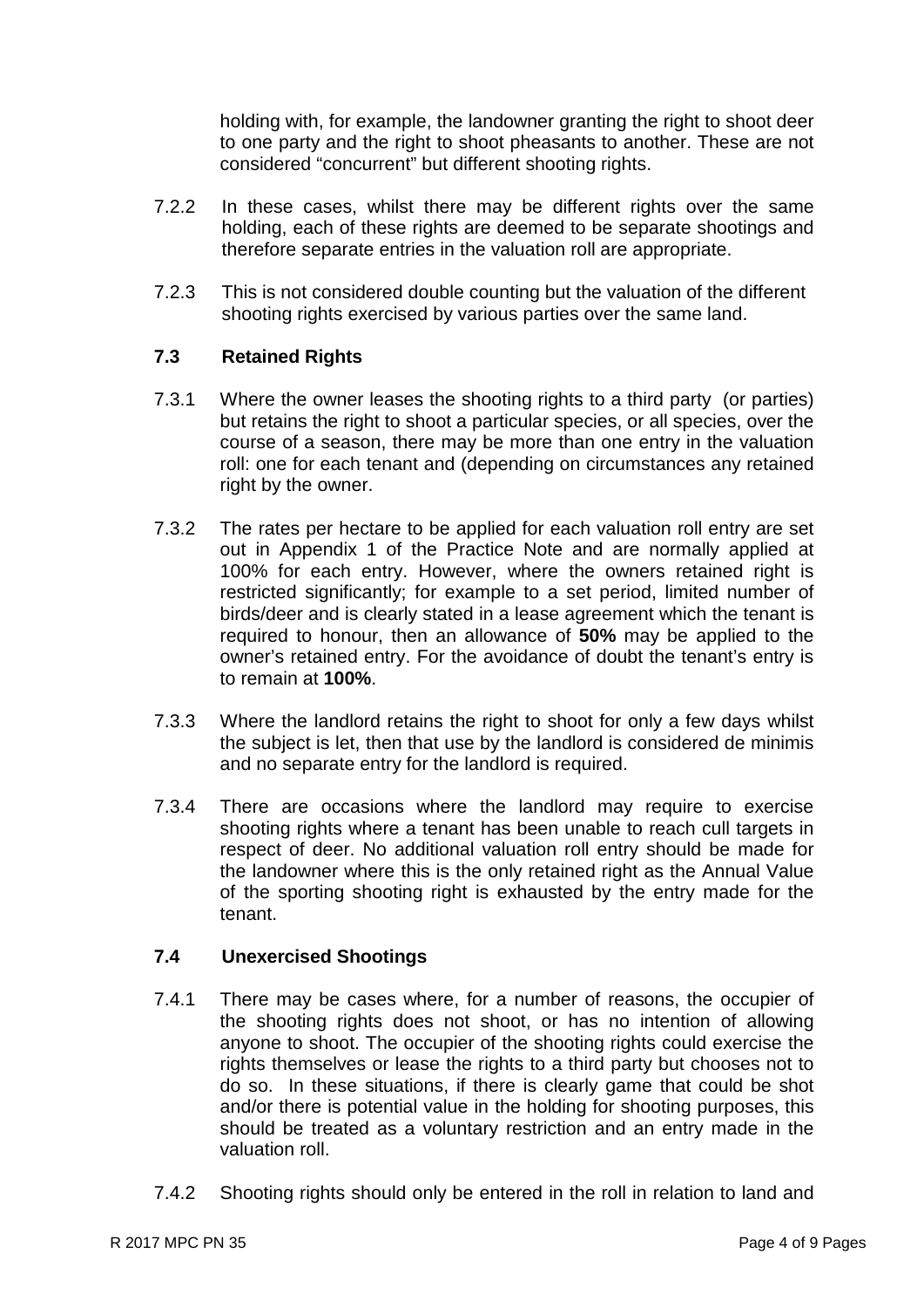holding with, for example, the landowner granting the right to shoot deer to one party and the right to shoot pheasants to another. These are not considered "concurrent" but different shooting rights.

7.2.2 In these cases, whilst there may be different rights over the same holding, each of these rights are deemed to be separate shootings and therefore separate entries in the valuation roll are appropriate.

7.2.3 This is not considered double counting but the valuation of the different shooting rights exercised by various parties over the same land.

## 7.3 Retained Rights

7.3.1 Where the owner leases the shooting rights to a third party (or parties) but retains the right to shoot a particular species, or all species, over the course of a season, there may be more than one entry in the valuation roll: one for each tenant and (depending on circumstances any retained right by the owner.

7.3.2 The rates per hectare to be applied for each valuation roll entry are set out in Appendix 1 of the Practice Note and are normally applied at 100% for each entry. However, where the owners retained right is restricted significantly; for example to a set period, limited number of birds/deer and is clearly stated in a lease agreement which the tenant is required to honour, then an allowance of **50%** may be applied to the owner's retained entry. For the avoidance of doubt the tenant's entry is to remain at **100%**.

7.3.3 Where the landlord retains the right to shoot for only a few days whilst the subject is let, then that use by the landlord is considered de minimis and no separate entry for the landlord is required.

7.3.4 There are occasions where the landlord may require to exercise shooting rights where a tenant has been unable to reach cull targets in respect of deer. No additional valuation roll entry should be made for the landowner where this is the only retained right as the Annual Value of the sporting shooting right is exhausted by the entry made for the tenant.

## 7.4 Unexercised Shootings

7.4.1 There may be cases where, for a number of reasons, the occupier of the shooting rights does not shoot, or has no intention of allowing anyone to shoot. The occupier of the shooting rights could exercise the rights themselves or lease the rights to a third party but chooses not to do so. In these situations, if there is clearly game that could be shot and/or there is potential value in the holding for shooting purposes, this should be treated as a voluntary restriction and an entry made in the valuation roll.

7.4.2 Shooting rights should only be entered in the roll in relation to land and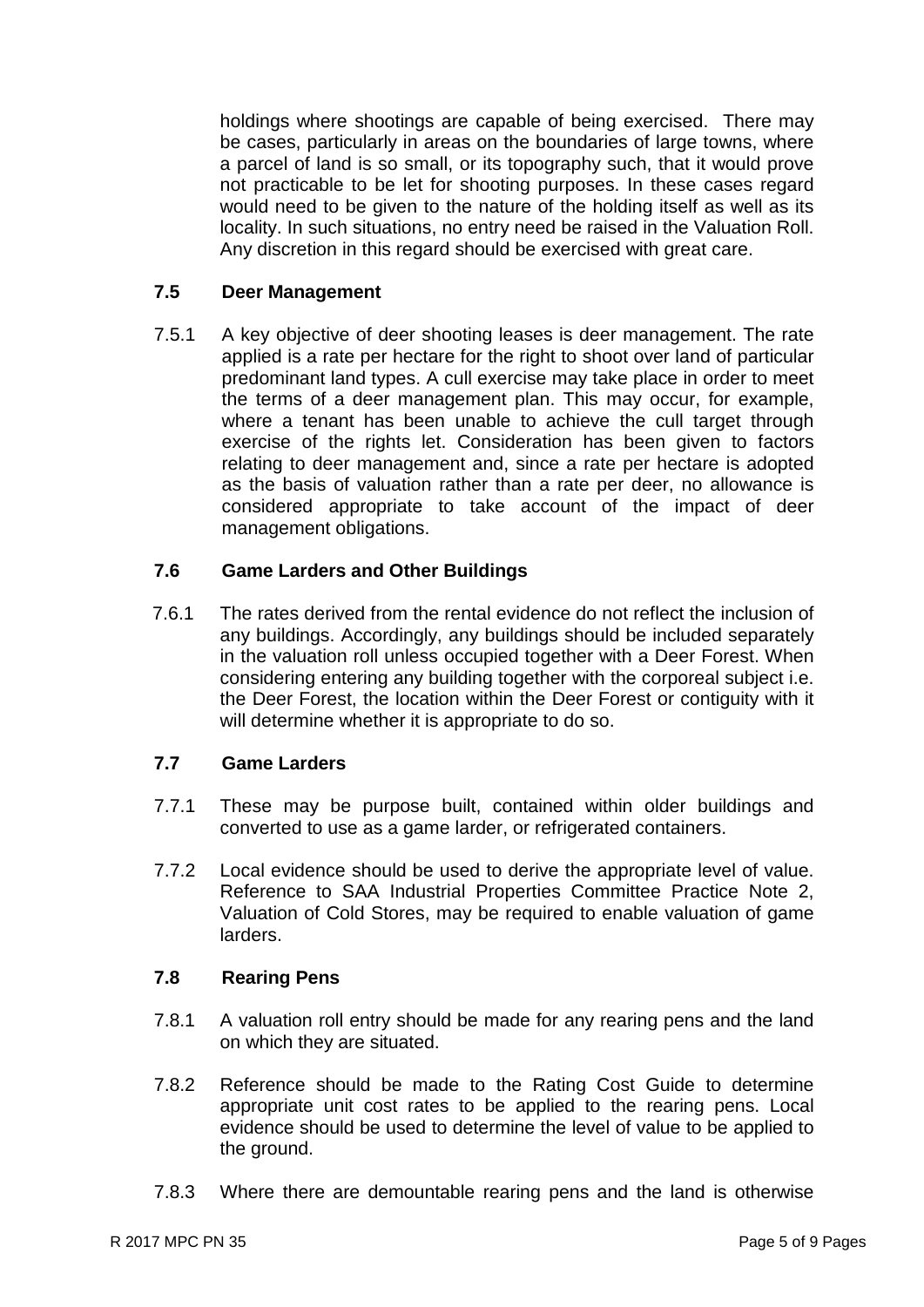holdings where shootings are capable of being exercised. There may be cases, particularly in areas on the boundaries of large towns, where a parcel of land is so small, or its topography such, that it would prove not practicable to be let for shooting purposes. In these cases regard would need to be given to the nature of the holding itself as well as its locality. In such situations, no entry need be raised in the Valuation Roll. Any discretion in this regard should be exercised with great care.

### 7.5 Deer Management

7.5.1 A key objective of deer shooting leases is deer management. The rate applied is a rate per hectare for the right to shoot over land of particular predominant land types. A cull exercise may take place in order to meet the terms of a deer management plan. This may occur, for example, where a tenant has been unable to achieve the cull target through exercise of the rights let. Consideration has been given to factors relating to deer management and, since a rate per hectare is adopted as the basis of valuation rather than a rate per deer, no allowance is considered appropriate to take account of the impact of deer management obligations.

### 7.6 Game Larders and Other Buildings

7.6.1 The rates derived from the rental evidence do not reflect the inclusion of any buildings. Accordingly, any buildings should be included separately in the valuation roll unless occupied together with a Deer Forest. When considering entering any building together with the corporeal subject i.e. the Deer Forest, the location within the Deer Forest or contiguity with it will determine whether it is appropriate to do so.

### 7.7 Game Larders

7.7.1 These may be purpose built, contained within older buildings and converted to use as a game larder, or refrigerated containers.

7.7.2 Local evidence should be used to derive the appropriate level of value. Reference to SAA Industrial Properties Committee Practice Note 2, Valuation of Cold Stores, may be required to enable valuation of game larders.

### 7.8 Rearing Pens

7.8.1 A valuation roll entry should be made for any rearing pens and the land on which they are situated.

7.8.2 Reference should be made to the Rating Cost Guide to determine appropriate unit cost rates to be applied to the rearing pens. Local evidence should be used to determine the level of value to be applied to the ground.

7.8.3 Where there are demountable rearing pens and the land is otherwise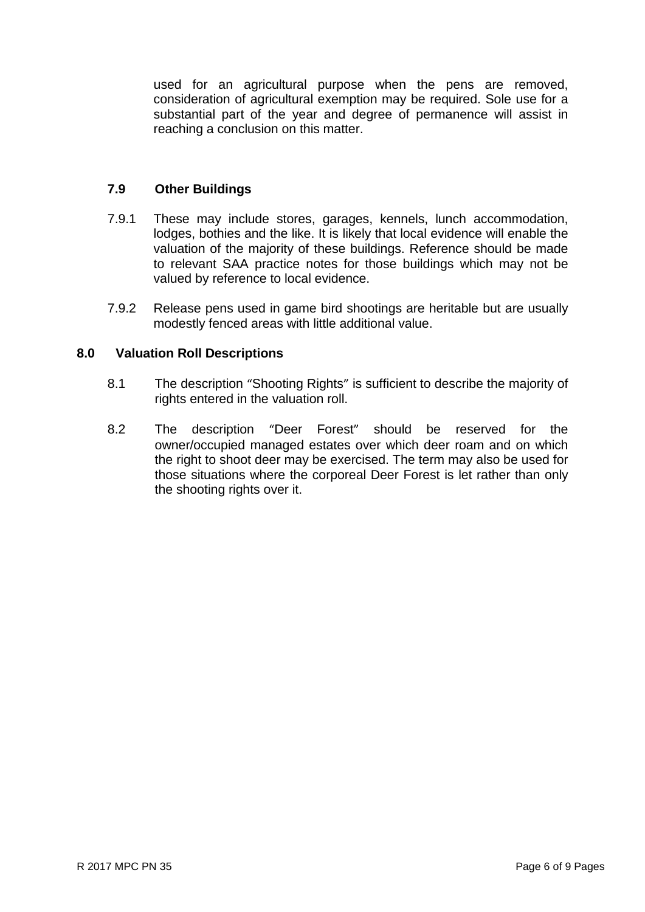used for an agricultural purpose when the pens are removed, consideration of agricultural exemption may be required. Sole use for a substantial part of the year and degree of permanence will assist in reaching a conclusion on this matter.

### 7.9 Other Buildings

7.9.1 These may include stores, garages, kennels, lunch accommodation, lodges, bothies and the like. It is likely that local evidence will enable the valuation of the majority of these buildings. Reference should be made to relevant SAA practice notes for those buildings which may not be valued by reference to local evidence.

7.9.2 Release pens used in game bird shootings are heritable but are usually modestly fenced areas with little additional value.

## 8.0 Valuation Roll Descriptions

8.1 The description "Shooting Rights" is sufficient to describe the majority of rights entered in the valuation roll.

8.2 The description "Deer Forest" should be reserved for the owner/occupied managed estates over which deer roam and on which the right to shoot deer may be exercised. The term may also be used for those situations where the corporeal Deer Forest is let rather than only the shooting rights over it.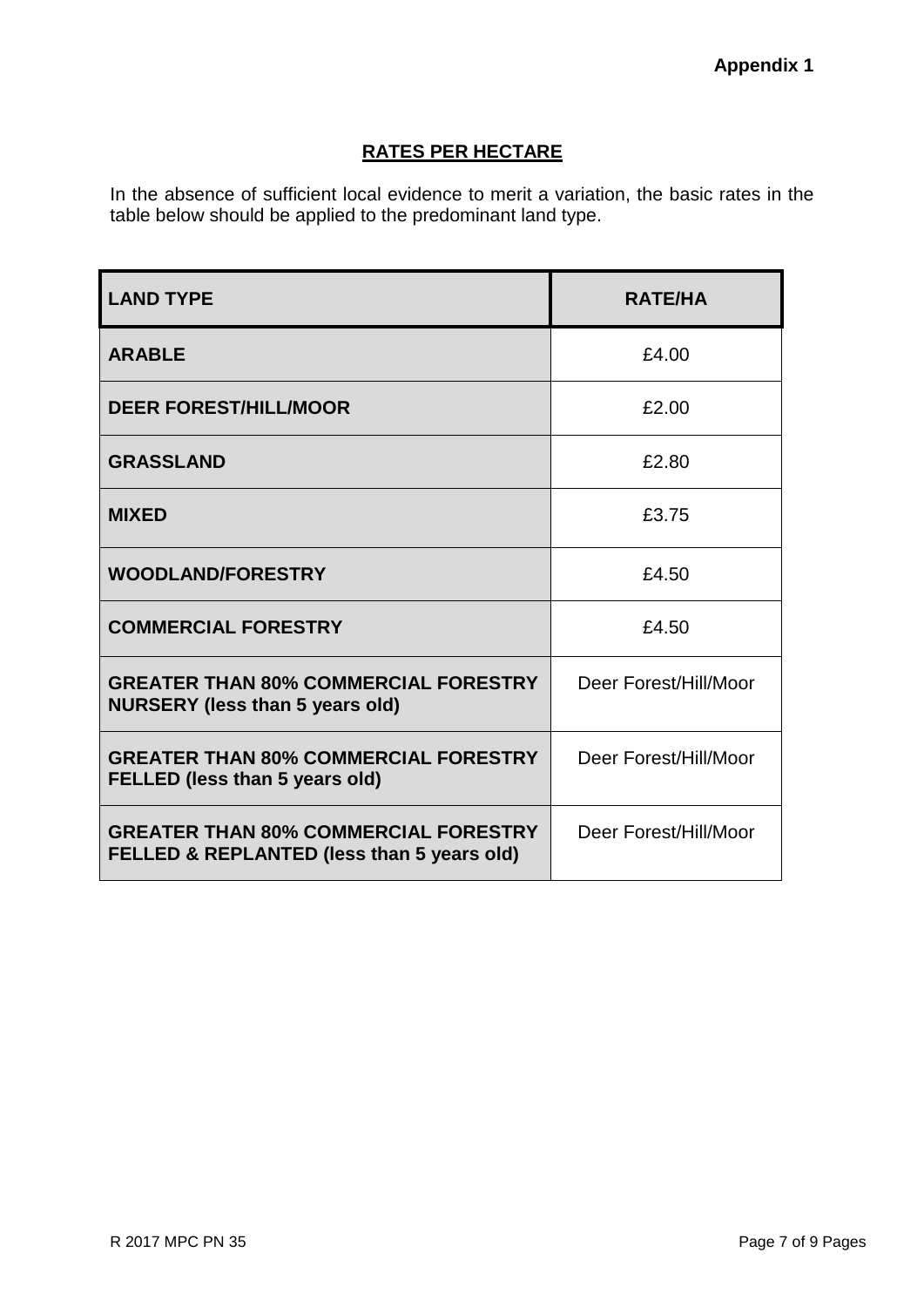**Appendix 1**

## RATES PER HECTARE

In the absence of sufficient local evidence to merit a variation, the basic rates in the table below should be applied to the predominant land type.

| LAND TYPE | RATE/HA |
|---|---|
| **ARABLE** | £4.00 |
| **DEER FOREST/HILL/MOOR** | £2.00 |
| **GRASSLAND** | £2.80 |
| **MIXED** | £3.75 |
| **WOODLAND/FORESTRY** | £4.50 |
| **COMMERCIAL FORESTRY** | £4.50 |
| **GREATER THAN 80% COMMERCIAL FORESTRY NURSERY (less than 5 years old)** | Deer Forest/Hill/Moor |
| **GREATER THAN 80% COMMERCIAL FORESTRY FELLED (less than 5 years old)** | Deer Forest/Hill/Moor |
| **GREATER THAN 80% COMMERCIAL FORESTRY FELLED & REPLANTED (less than 5 years old)** | Deer Forest/Hill/Moor |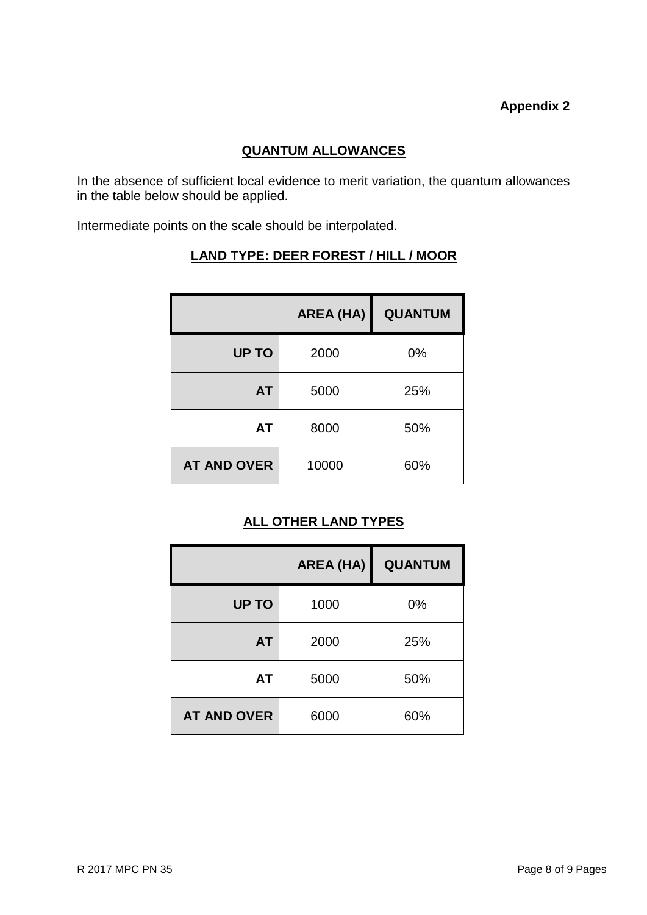**Appendix 2**

## QUANTUM ALLOWANCES

In the absence of sufficient local evidence to merit variation, the quantum allowances in the table below should be applied.

Intermediate points on the scale should be interpolated.

### LAND TYPE: DEER FOREST / HILL / MOOR

| | AREA (HA) | QUANTUM |
|---|---|---|
| **UP TO** | 2000 | 0% |
| **AT** | 5000 | 25% |
| **AT** | 8000 | 50% |
| **AT AND OVER** | 10000 | 60% |

### ALL OTHER LAND TYPES

| | AREA (HA) | QUANTUM |
|---|---|---|
| **UP TO** | 1000 | 0% |
| **AT** | 2000 | 25% |
| **AT** | 5000 | 50% |
| **AT AND OVER** | 6000 | 60% |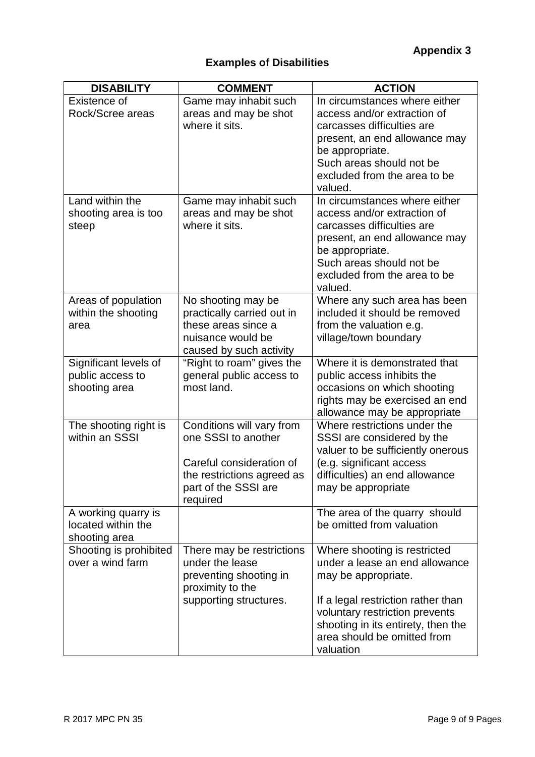**Appendix 3**

## Examples of Disabilities

| DISABILITY | COMMENT | ACTION |
|---|---|---|
| Existence of Rock/Scree areas | Game may inhabit such areas and may be shot where it sits. | In circumstances where either access and/or extraction of carcasses difficulties are present, an end allowance may be appropriate. Such areas should not be excluded from the area to be valued. |
| Land within the shooting area is too steep | Game may inhabit such areas and may be shot where it sits. | In circumstances where either access and/or extraction of carcasses difficulties are present, an end allowance may be appropriate. Such areas should not be excluded from the area to be valued. |
| Areas of population within the shooting area | No shooting may be practically carried out in these areas since a nuisance would be caused by such activity | Where any such area has been included it should be removed from the valuation e.g. village/town boundary |
| Significant levels of public access to shooting area | "Right to roam" gives the general public access to most land. | Where it is demonstrated that public access inhibits the occasions on which shooting rights may be exercised an end allowance may be appropriate |
| The shooting right is within an SSSI | Conditions will vary from one SSSI to another<br><br>Careful consideration of the restrictions agreed as part of the SSSI are required | Where restrictions under the SSSI are considered by the valuer to be sufficiently onerous (e.g. significant access difficulties) an end allowance may be appropriate |
| A working quarry is located within the shooting area | | The area of the quarry should be omitted from valuation |
| Shooting is prohibited over a wind farm | There may be restrictions under the lease preventing shooting in proximity to the supporting structures. | Where shooting is restricted under a lease an end allowance may be appropriate.<br><br>If a legal restriction rather than voluntary restriction prevents shooting in its entirety, then the area should be omitted from valuation |